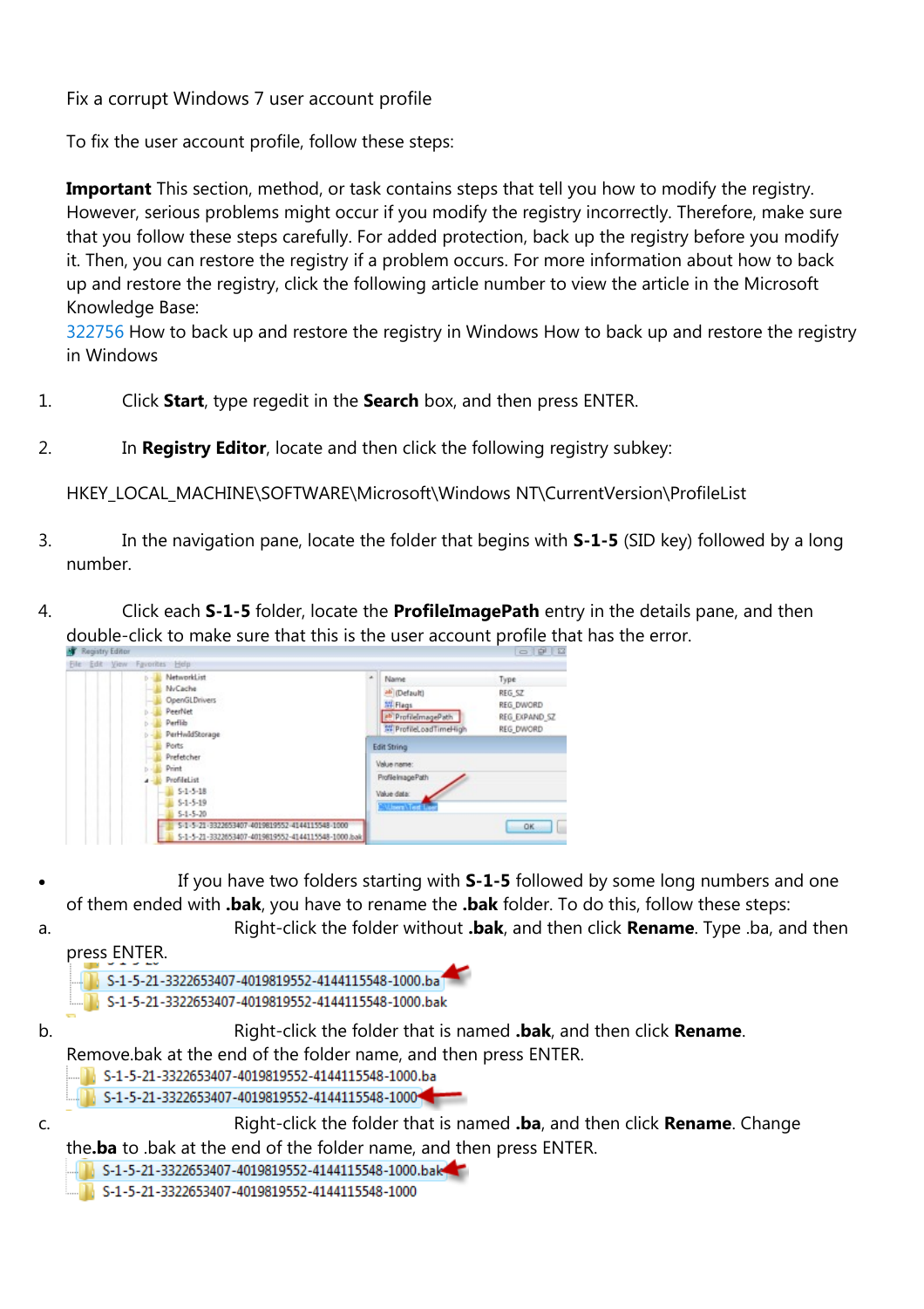Fix a corrupt Windows 7 user account profile

To fix the user account profile, follow these steps:

**Important** This section, method, or task contains steps that tell you how to modify the registry. However, serious problems might occur if you modify the registry incorrectly. Therefore, make sure that you follow these steps carefully. For added protection, back up the registry before you modify it. Then, you can restore the registry if a problem occurs. For more information about how to back up and restore the registry, click the following article number to view the article in the Microsoft Knowledge Base:
322756 How to back up and restore the registry in Windows How to back up and restore the registry in Windows

1. Click **Start**, type regedit in the **Search** box, and then press ENTER.

2. In **Registry Editor**, locate and then click the following registry subkey:

   HKEY_LOCAL_MACHINE\SOFTWARE\Microsoft\Windows NT\CurrentVersion\ProfileList

3. In the navigation pane, locate the folder that begins with **S-1-5** (SID key) followed by a long number.

4. Click each **S-1-5** folder, locate the **ProfileImagePath** entry in the details pane, and then double-click to make sure that this is the user account profile that has the error.

- If you have two folders starting with **S-1-5** followed by some long numbers and one of them ended with **.bak**, you have to rename the **.bak** folder. To do this, follow these steps:

a. Right-click the folder without **.bak**, and then click **Rename**. Type .ba, and then press ENTER.

b. Right-click the folder that is named **.bak**, and then click **Rename**. Remove.bak at the end of the folder name, and then press ENTER.

c. Right-click the folder that is named **.ba**, and then click **Rename**. Change the**.ba** to .bak at the end of the folder name, and then press ENTER.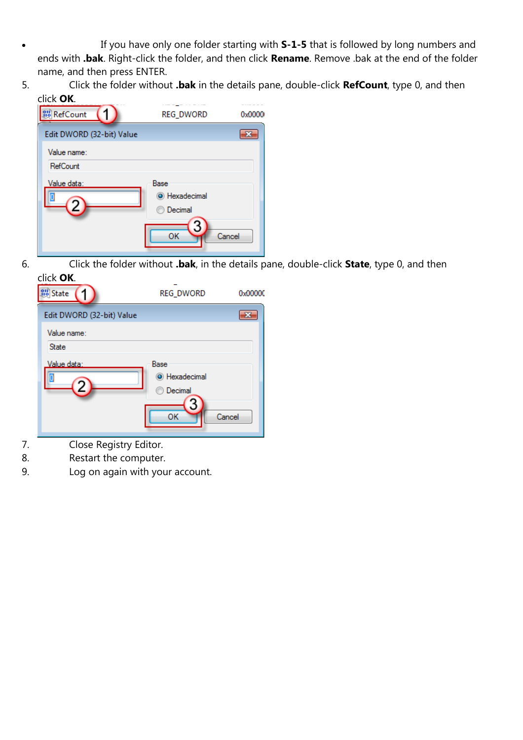- If you have only one folder starting with **S-1-5** that is followed by long numbers and ends with **.bak**. Right-click the folder, and then click **Rename**. Remove .bak at the end of the folder name, and then press ENTER.

5. Click the folder without **.bak** in the details pane, double-click **RefCount**, type 0, and then click **OK**.

6. Click the folder without **.bak**, in the details pane, double-click **State**, type 0, and then click **OK**.

7. Close Registry Editor.
8. Restart the computer.
9. Log on again with your account.